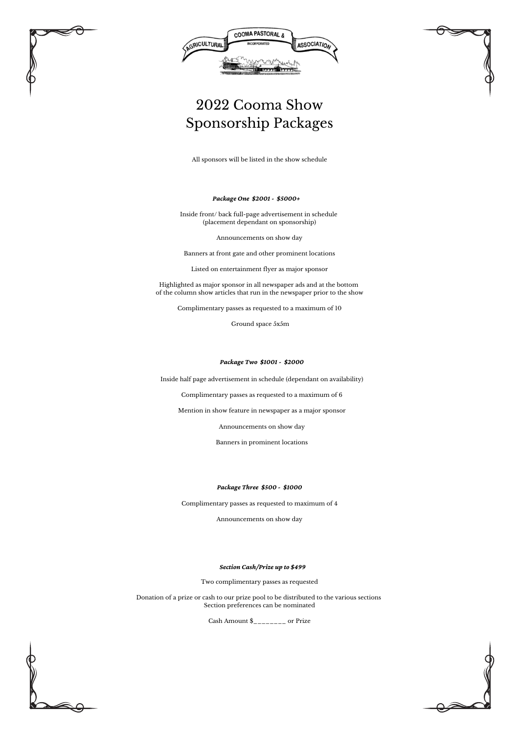# 2022 Cooma Show Sponsorship Packages

All sponsors will be listed in the show schedule

***Package One $2001 - $5000+***

Inside front/ back full-page advertisement in schedule (placement dependant on sponsorship)

Announcements on show day

Banners at front gate and other prominent locations

Listed on entertainment flyer as major sponsor

Highlighted as major sponsor in all newspaper ads and at the bottom of the column show articles that run in the newspaper prior to the show

Complimentary passes as requested to a maximum of 10

Ground space 5x5m

***Package Two $1001 - $2000***

Inside half page advertisement in schedule (dependant on availability)

Complimentary passes as requested to a maximum of 6

Mention in show feature in newspaper as a major sponsor

Announcements on show day

Banners in prominent locations

***Package Three $500 - $1000***

Complimentary passes as requested to maximum of 4

Announcements on show day

***Section Cash/Prize up to $499***

Two complimentary passes as requested

Donation of a prize or cash to our prize pool to be distributed to the various sections
Section preferences can be nominated

Cash Amount $________ or Prize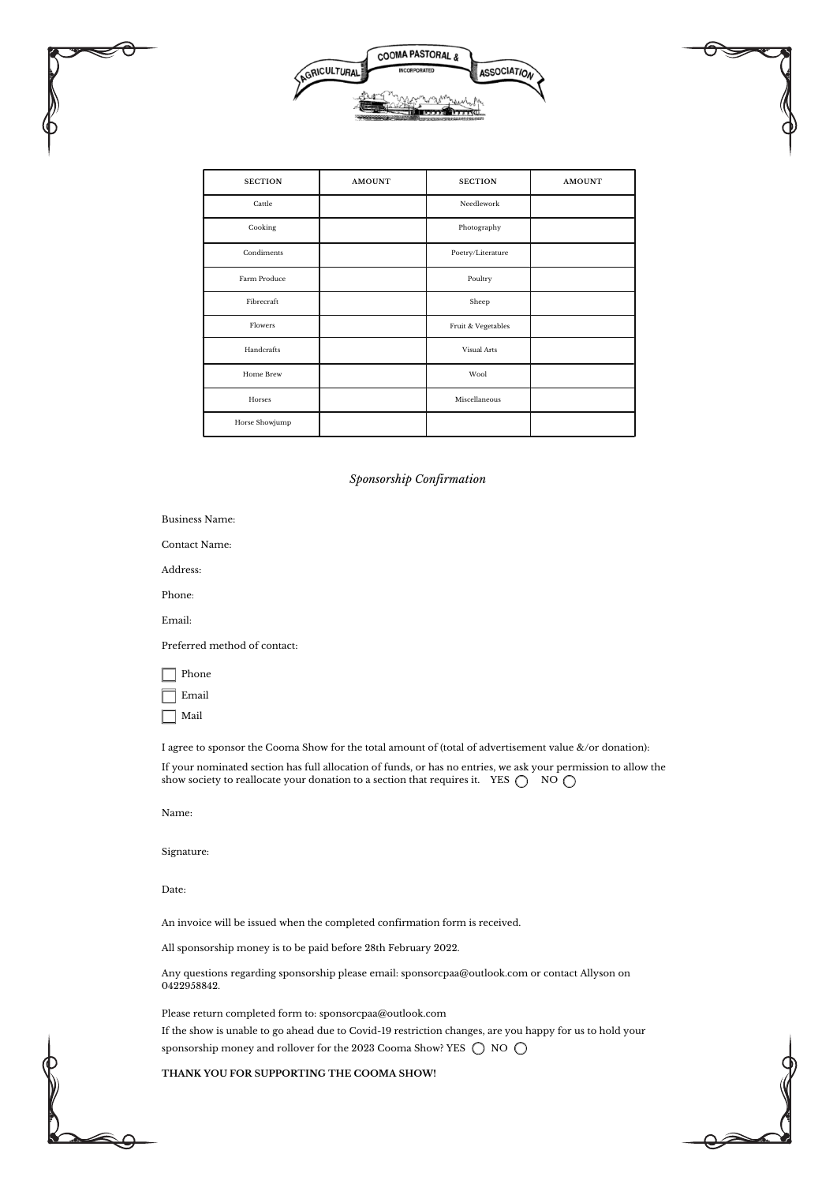COOMA PASTORAL & AGRICULTURAL ASSOCIATION INCORPORATED

| SECTION | AMOUNT | SECTION | AMOUNT |
|---|---|---|---|
| Cattle | | Needlework | |
| Cooking | | Photography | |
| Condiments | | Poetry/Literature | |
| Farm Produce | | Poultry | |
| Fibrecraft | | Sheep | |
| Flowers | | Fruit & Vegetables | |
| Handcrafts | | Visual Arts | |
| Home Brew | | Wool | |
| Horses | | Miscellaneous | |
| Horse Showjump | | | |

*Sponsorship Confirmation*

Business Name:

Contact Name:

Address:

Phone:

Email:

Preferred method of contact:

- ☐ Phone
- ☐ Email
- ☐ Mail

I agree to sponsor the Cooma Show for the total amount of (total of advertisement value &/or donation):

If your nominated section has full allocation of funds, or has no entries, we ask your permission to allow the show society to reallocate your donation to a section that requires it. YES ◯ NO ◯

Name:

Signature:

Date:

An invoice will be issued when the completed confirmation form is received.

All sponsorship money is to be paid before 28th February 2022.

Any questions regarding sponsorship please email: sponsorcpaa@outlook.com or contact Allyson on 0422958842.

Please return completed form to: sponsorcpaa@outlook.com

If the show is unable to go ahead due to Covid-19 restriction changes, are you happy for us to hold your sponsorship money and rollover for the 2023 Cooma Show? YES ◯ NO ◯

**THANK YOU FOR SUPPORTING THE COOMA SHOW!**